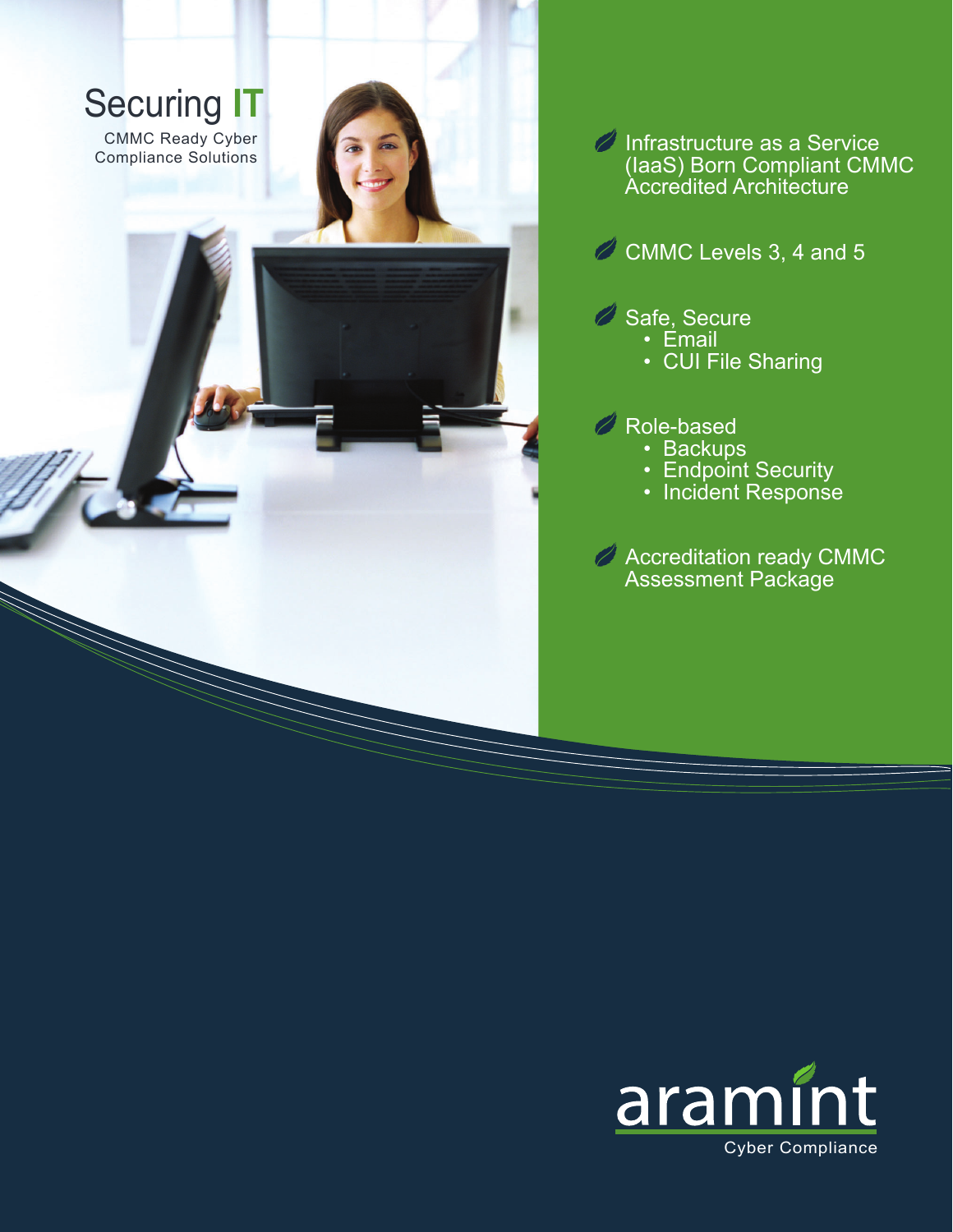# Securing IT

CMMC Ready Cyber Compliance Solutions

- Infrastructure as a Service (IaaS) Born Compliant CMMC Accredited Architecture
- CMMC Levels 3, 4 and 5
- Safe, Secure
  - Email
  - CUI File Sharing
- Role-based
  - Backups
  - Endpoint Security
  - Incident Response
- Accreditation ready CMMC Assessment Package

aramint

Cyber Compliance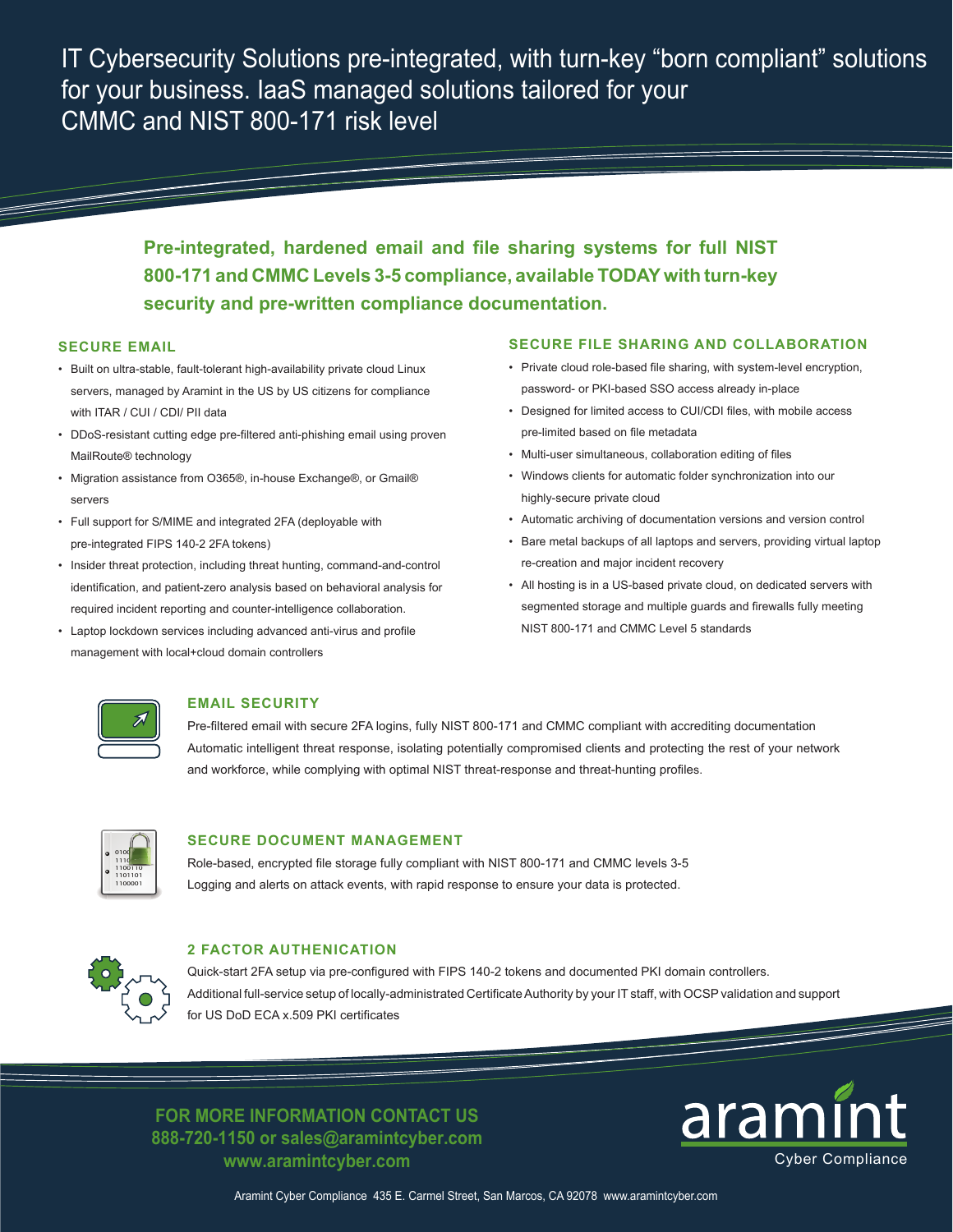# IT Cybersecurity Solutions pre-integrated, with turn-key “born compliant” solutions for your business. IaaS managed solutions tailored for your CMMC and NIST 800-171 risk level

**Pre-integrated, hardened email and file sharing systems for full NIST 800-171 and CMMC Levels 3-5 compliance, available TODAY with turn-key security and pre-written compliance documentation.**

## SECURE EMAIL

- Built on ultra-stable, fault-tolerant high-availability private cloud Linux servers, managed by Aramint in the US by US citizens for compliance with ITAR / CUI / CDI/ PII data
- DDoS-resistant cutting edge pre-filtered anti-phishing email using proven MailRoute® technology
- Migration assistance from O365®, in-house Exchange®, or Gmail® servers
- Full support for S/MIME and integrated 2FA (deployable with pre-integrated FIPS 140-2 2FA tokens)
- Insider threat protection, including threat hunting, command-and-control identification, and patient-zero analysis based on behavioral analysis for required incident reporting and counter-intelligence collaboration.
- Laptop lockdown services including advanced anti-virus and profile management with local+cloud domain controllers

## SECURE FILE SHARING AND COLLABORATION

- Private cloud role-based file sharing, with system-level encryption, password- or PKI-based SSO access already in-place
- Designed for limited access to CUI/CDI files, with mobile access pre-limited based on file metadata
- Multi-user simultaneous, collaboration editing of files
- Windows clients for automatic folder synchronization into our highly-secure private cloud
- Automatic archiving of documentation versions and version control
- Bare metal backups of all laptops and servers, providing virtual laptop re-creation and major incident recovery
- All hosting is in a US-based private cloud, on dedicated servers with segmented storage and multiple guards and firewalls fully meeting NIST 800-171 and CMMC Level 5 standards

### EMAIL SECURITY

Pre-filtered email with secure 2FA logins, fully NIST 800-171 and CMMC compliant with accrediting documentation
Automatic intelligent threat response, isolating potentially compromised clients and protecting the rest of your network and workforce, while complying with optimal NIST threat-response and threat-hunting profiles.

### SECURE DOCUMENT MANAGEMENT

Role-based, encrypted file storage fully compliant with NIST 800-171 and CMMC levels 3-5
Logging and alerts on attack events, with rapid response to ensure your data is protected.

### 2 FACTOR AUTHENICATION

Quick-start 2FA setup via pre-configured with FIPS 140-2 tokens and documented PKI domain controllers.
Additional full-service setup of locally-administrated Certificate Authority by your IT staff, with OCSP validation and support for US DoD ECA x.509 PKI certificates

**FOR MORE INFORMATION CONTACT US**
**888-720-1150 or sales@aramintcyber.com**
**www.aramintcyber.com**

aramint
Cyber Compliance

Aramint Cyber Compliance 435 E. Carmel Street, San Marcos, CA 92078 www.aramintcyber.com